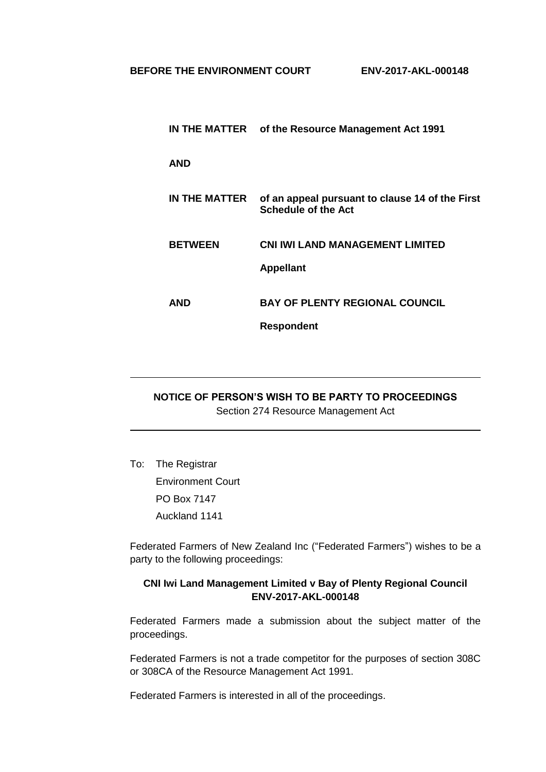**BEFORE THE ENVIRONMENT COURT** **ENV-2017-AKL-000148**

| | |
|---|---|
| **IN THE MATTER** | **of the Resource Management Act 1991** |
| **AND** | |
| **IN THE MATTER** | **of an appeal pursuant to clause 14 of the First Schedule of the Act** |
| **BETWEEN** | **CNI IWI LAND MANAGEMENT LIMITED** |
| | **Appellant** |
| **AND** | **BAY OF PLENTY REGIONAL COUNCIL** |
| | **Respondent** |

---

**NOTICE OF PERSON'S WISH TO BE PARTY TO PROCEEDINGS**

Section 274 Resource Management Act

---

To: The Registrar
Environment Court
PO Box 7147
Auckland 1141

Federated Farmers of New Zealand Inc ("Federated Farmers") wishes to be a party to the following proceedings:

**CNI Iwi Land Management Limited v Bay of Plenty Regional Council ENV-2017-AKL-000148**

Federated Farmers made a submission about the subject matter of the proceedings.

Federated Farmers is not a trade competitor for the purposes of section 308C or 308CA of the Resource Management Act 1991.

Federated Farmers is interested in all of the proceedings.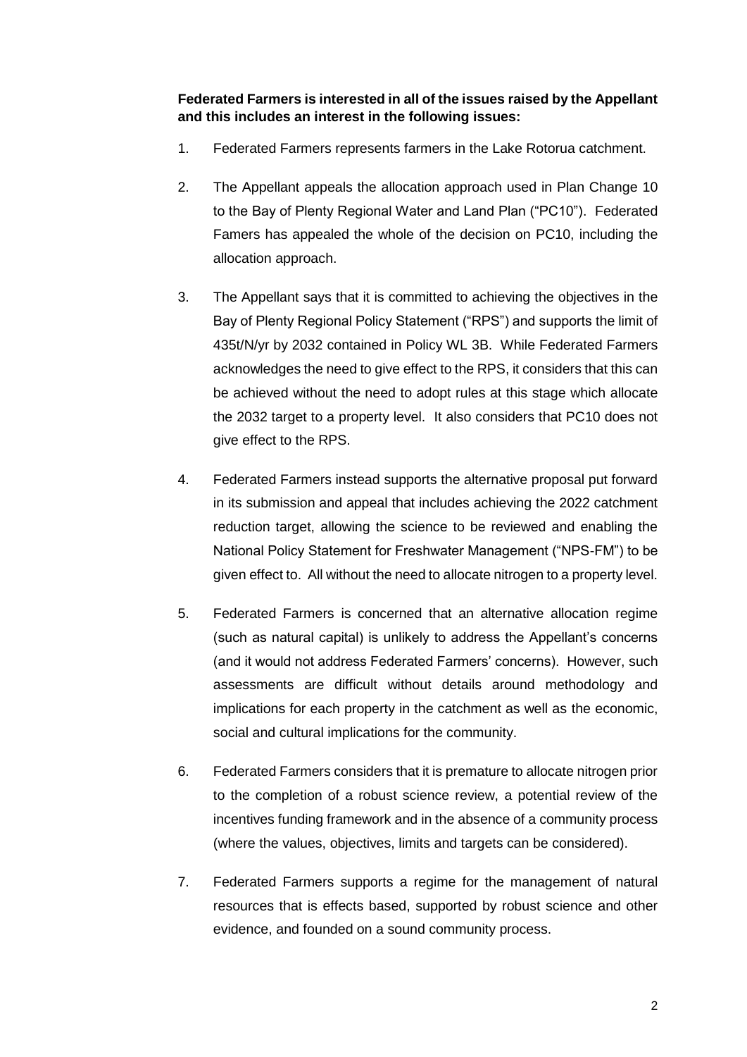**Federated Farmers is interested in all of the issues raised by the Appellant and this includes an interest in the following issues:**

1. Federated Farmers represents farmers in the Lake Rotorua catchment.

2. The Appellant appeals the allocation approach used in Plan Change 10 to the Bay of Plenty Regional Water and Land Plan ("PC10"). Federated Famers has appealed the whole of the decision on PC10, including the allocation approach.

3. The Appellant says that it is committed to achieving the objectives in the Bay of Plenty Regional Policy Statement ("RPS") and supports the limit of 435t/N/yr by 2032 contained in Policy WL 3B. While Federated Farmers acknowledges the need to give effect to the RPS, it considers that this can be achieved without the need to adopt rules at this stage which allocate the 2032 target to a property level. It also considers that PC10 does not give effect to the RPS.

4. Federated Farmers instead supports the alternative proposal put forward in its submission and appeal that includes achieving the 2022 catchment reduction target, allowing the science to be reviewed and enabling the National Policy Statement for Freshwater Management ("NPS-FM") to be given effect to. All without the need to allocate nitrogen to a property level.

5. Federated Farmers is concerned that an alternative allocation regime (such as natural capital) is unlikely to address the Appellant's concerns (and it would not address Federated Farmers' concerns). However, such assessments are difficult without details around methodology and implications for each property in the catchment as well as the economic, social and cultural implications for the community.

6. Federated Farmers considers that it is premature to allocate nitrogen prior to the completion of a robust science review, a potential review of the incentives funding framework and in the absence of a community process (where the values, objectives, limits and targets can be considered).

7. Federated Farmers supports a regime for the management of natural resources that is effects based, supported by robust science and other evidence, and founded on a sound community process.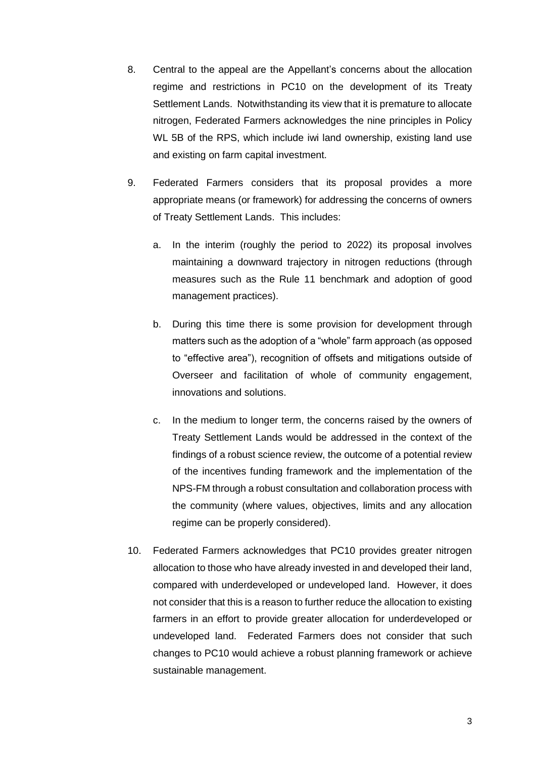8. Central to the appeal are the Appellant's concerns about the allocation regime and restrictions in PC10 on the development of its Treaty Settlement Lands. Notwithstanding its view that it is premature to allocate nitrogen, Federated Farmers acknowledges the nine principles in Policy WL 5B of the RPS, which include iwi land ownership, existing land use and existing on farm capital investment.

9. Federated Farmers considers that its proposal provides a more appropriate means (or framework) for addressing the concerns of owners of Treaty Settlement Lands. This includes:

   a. In the interim (roughly the period to 2022) its proposal involves maintaining a downward trajectory in nitrogen reductions (through measures such as the Rule 11 benchmark and adoption of good management practices).

   b. During this time there is some provision for development through matters such as the adoption of a "whole" farm approach (as opposed to "effective area"), recognition of offsets and mitigations outside of Overseer and facilitation of whole of community engagement, innovations and solutions.

   c. In the medium to longer term, the concerns raised by the owners of Treaty Settlement Lands would be addressed in the context of the findings of a robust science review, the outcome of a potential review of the incentives funding framework and the implementation of the NPS-FM through a robust consultation and collaboration process with the community (where values, objectives, limits and any allocation regime can be properly considered).

10. Federated Farmers acknowledges that PC10 provides greater nitrogen allocation to those who have already invested in and developed their land, compared with underdeveloped or undeveloped land. However, it does not consider that this is a reason to further reduce the allocation to existing farmers in an effort to provide greater allocation for underdeveloped or undeveloped land. Federated Farmers does not consider that such changes to PC10 would achieve a robust planning framework or achieve sustainable management.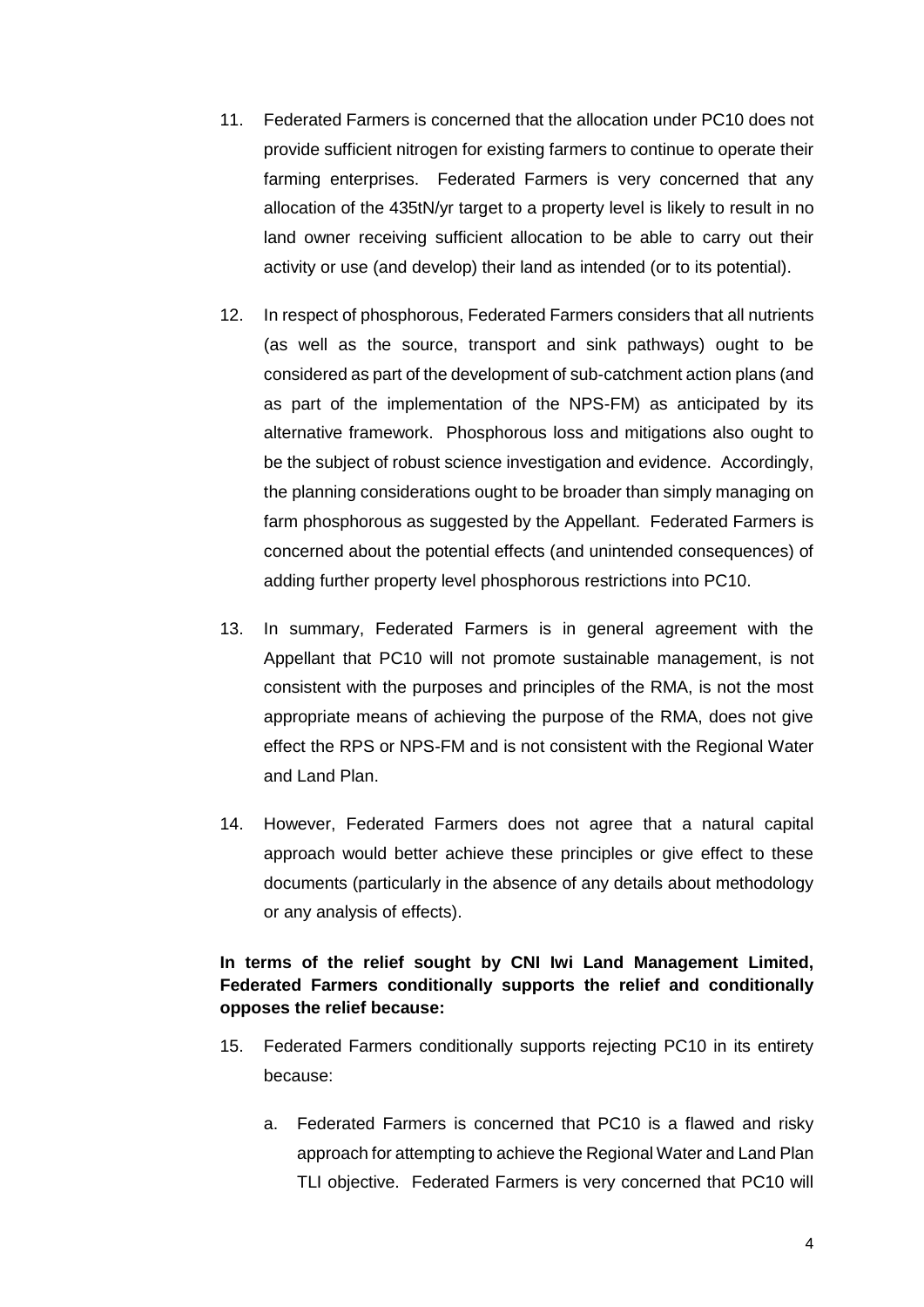11. Federated Farmers is concerned that the allocation under PC10 does not provide sufficient nitrogen for existing farmers to continue to operate their farming enterprises. Federated Farmers is very concerned that any allocation of the 435tN/yr target to a property level is likely to result in no land owner receiving sufficient allocation to be able to carry out their activity or use (and develop) their land as intended (or to its potential).

12. In respect of phosphorous, Federated Farmers considers that all nutrients (as well as the source, transport and sink pathways) ought to be considered as part of the development of sub-catchment action plans (and as part of the implementation of the NPS-FM) as anticipated by its alternative framework. Phosphorous loss and mitigations also ought to be the subject of robust science investigation and evidence. Accordingly, the planning considerations ought to be broader than simply managing on farm phosphorous as suggested by the Appellant. Federated Farmers is concerned about the potential effects (and unintended consequences) of adding further property level phosphorous restrictions into PC10.

13. In summary, Federated Farmers is in general agreement with the Appellant that PC10 will not promote sustainable management, is not consistent with the purposes and principles of the RMA, is not the most appropriate means of achieving the purpose of the RMA, does not give effect the RPS or NPS-FM and is not consistent with the Regional Water and Land Plan.

14. However, Federated Farmers does not agree that a natural capital approach would better achieve these principles or give effect to these documents (particularly in the absence of any details about methodology or any analysis of effects).

**In terms of the relief sought by CNI Iwi Land Management Limited, Federated Farmers conditionally supports the relief and conditionally opposes the relief because:**

15. Federated Farmers conditionally supports rejecting PC10 in its entirety because:

    a. Federated Farmers is concerned that PC10 is a flawed and risky approach for attempting to achieve the Regional Water and Land Plan TLI objective. Federated Farmers is very concerned that PC10 will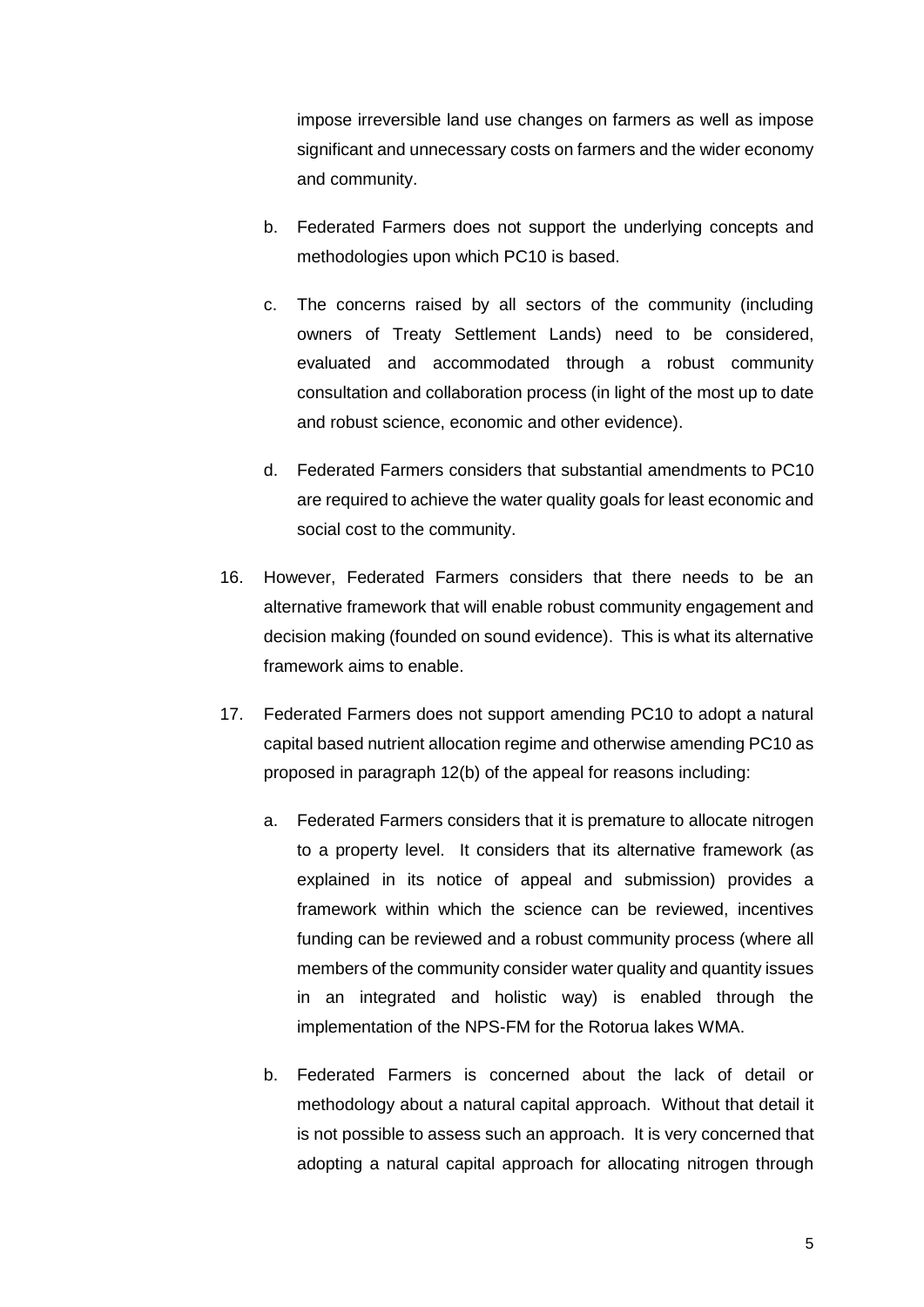impose irreversible land use changes on farmers as well as impose significant and unnecessary costs on farmers and the wider economy and community.

b. Federated Farmers does not support the underlying concepts and methodologies upon which PC10 is based.

c. The concerns raised by all sectors of the community (including owners of Treaty Settlement Lands) need to be considered, evaluated and accommodated through a robust community consultation and collaboration process (in light of the most up to date and robust science, economic and other evidence).

d. Federated Farmers considers that substantial amendments to PC10 are required to achieve the water quality goals for least economic and social cost to the community.

16. However, Federated Farmers considers that there needs to be an alternative framework that will enable robust community engagement and decision making (founded on sound evidence). This is what its alternative framework aims to enable.

17. Federated Farmers does not support amending PC10 to adopt a natural capital based nutrient allocation regime and otherwise amending PC10 as proposed in paragraph 12(b) of the appeal for reasons including:

    a. Federated Farmers considers that it is premature to allocate nitrogen to a property level. It considers that its alternative framework (as explained in its notice of appeal and submission) provides a framework within which the science can be reviewed, incentives funding can be reviewed and a robust community process (where all members of the community consider water quality and quantity issues in an integrated and holistic way) is enabled through the implementation of the NPS-FM for the Rotorua lakes WMA.

    b. Federated Farmers is concerned about the lack of detail or methodology about a natural capital approach. Without that detail it is not possible to assess such an approach. It is very concerned that adopting a natural capital approach for allocating nitrogen through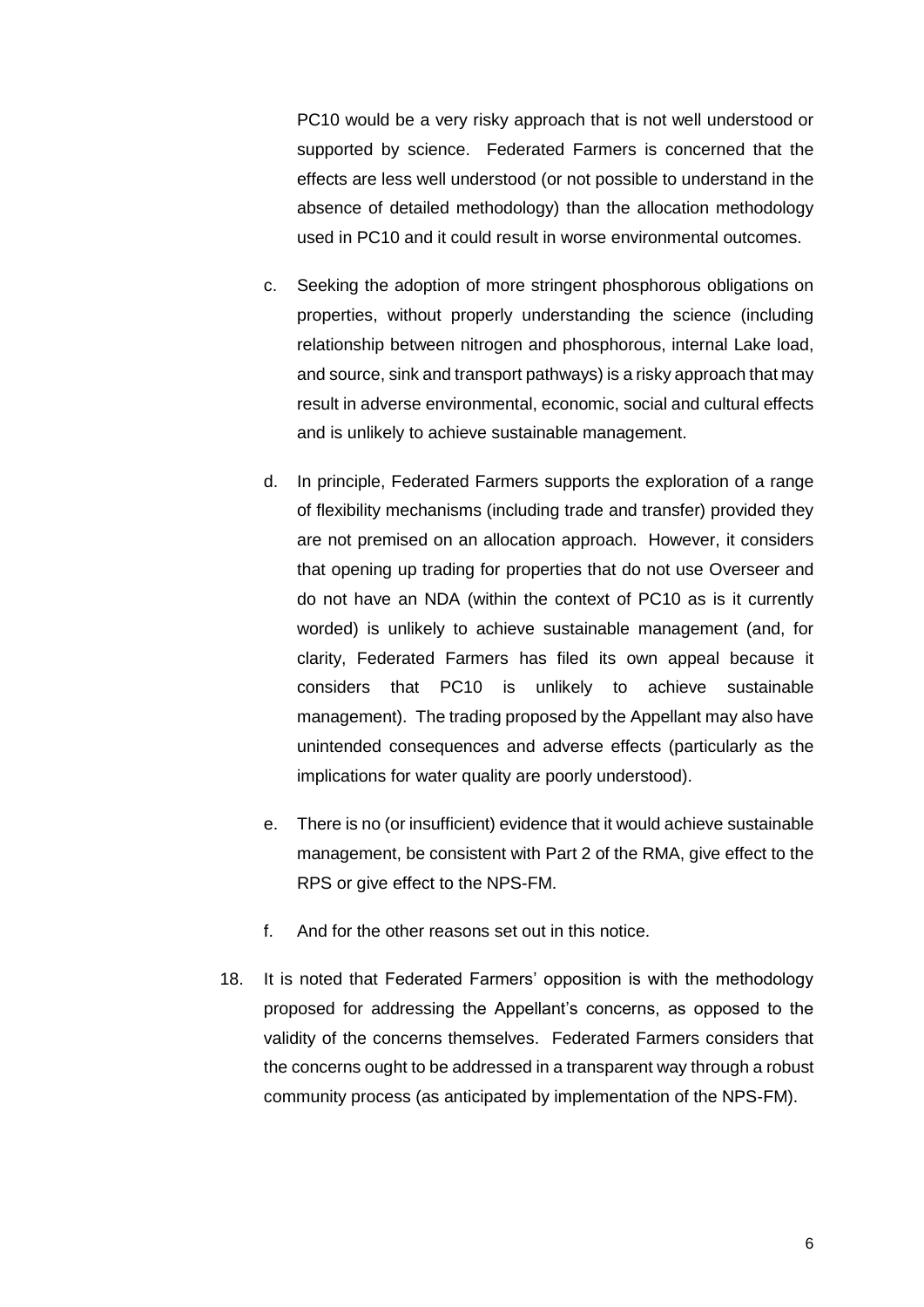PC10 would be a very risky approach that is not well understood or supported by science. Federated Farmers is concerned that the effects are less well understood (or not possible to understand in the absence of detailed methodology) than the allocation methodology used in PC10 and it could result in worse environmental outcomes.

c. Seeking the adoption of more stringent phosphorous obligations on properties, without properly understanding the science (including relationship between nitrogen and phosphorous, internal Lake load, and source, sink and transport pathways) is a risky approach that may result in adverse environmental, economic, social and cultural effects and is unlikely to achieve sustainable management.

d. In principle, Federated Farmers supports the exploration of a range of flexibility mechanisms (including trade and transfer) provided they are not premised on an allocation approach. However, it considers that opening up trading for properties that do not use Overseer and do not have an NDA (within the context of PC10 as is it currently worded) is unlikely to achieve sustainable management (and, for clarity, Federated Farmers has filed its own appeal because it considers that PC10 is unlikely to achieve sustainable management). The trading proposed by the Appellant may also have unintended consequences and adverse effects (particularly as the implications for water quality are poorly understood).

e. There is no (or insufficient) evidence that it would achieve sustainable management, be consistent with Part 2 of the RMA, give effect to the RPS or give effect to the NPS-FM.

f. And for the other reasons set out in this notice.

18. It is noted that Federated Farmers' opposition is with the methodology proposed for addressing the Appellant's concerns, as opposed to the validity of the concerns themselves. Federated Farmers considers that the concerns ought to be addressed in a transparent way through a robust community process (as anticipated by implementation of the NPS-FM).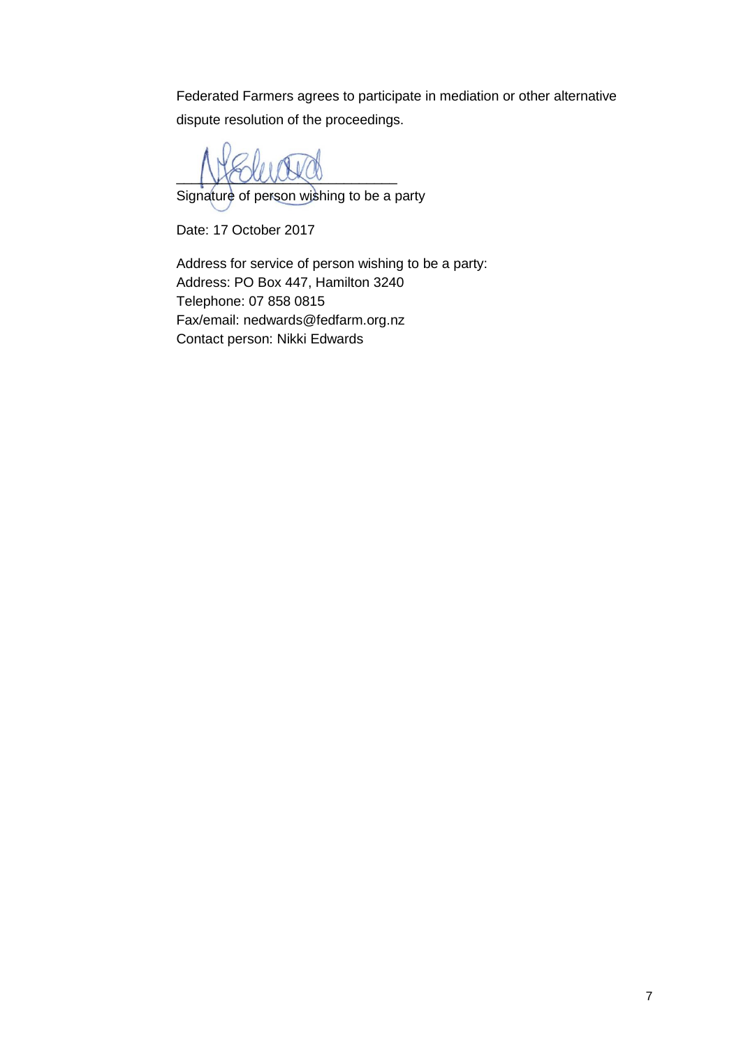Federated Farmers agrees to participate in mediation or other alternative dispute resolution of the proceedings.

_____________________________
Signature of person wishing to be a party

Date: 17 October 2017

Address for service of person wishing to be a party:
Address: PO Box 447, Hamilton 3240
Telephone: 07 858 0815
Fax/email: nedwards@fedfarm.org.nz
Contact person: Nikki Edwards